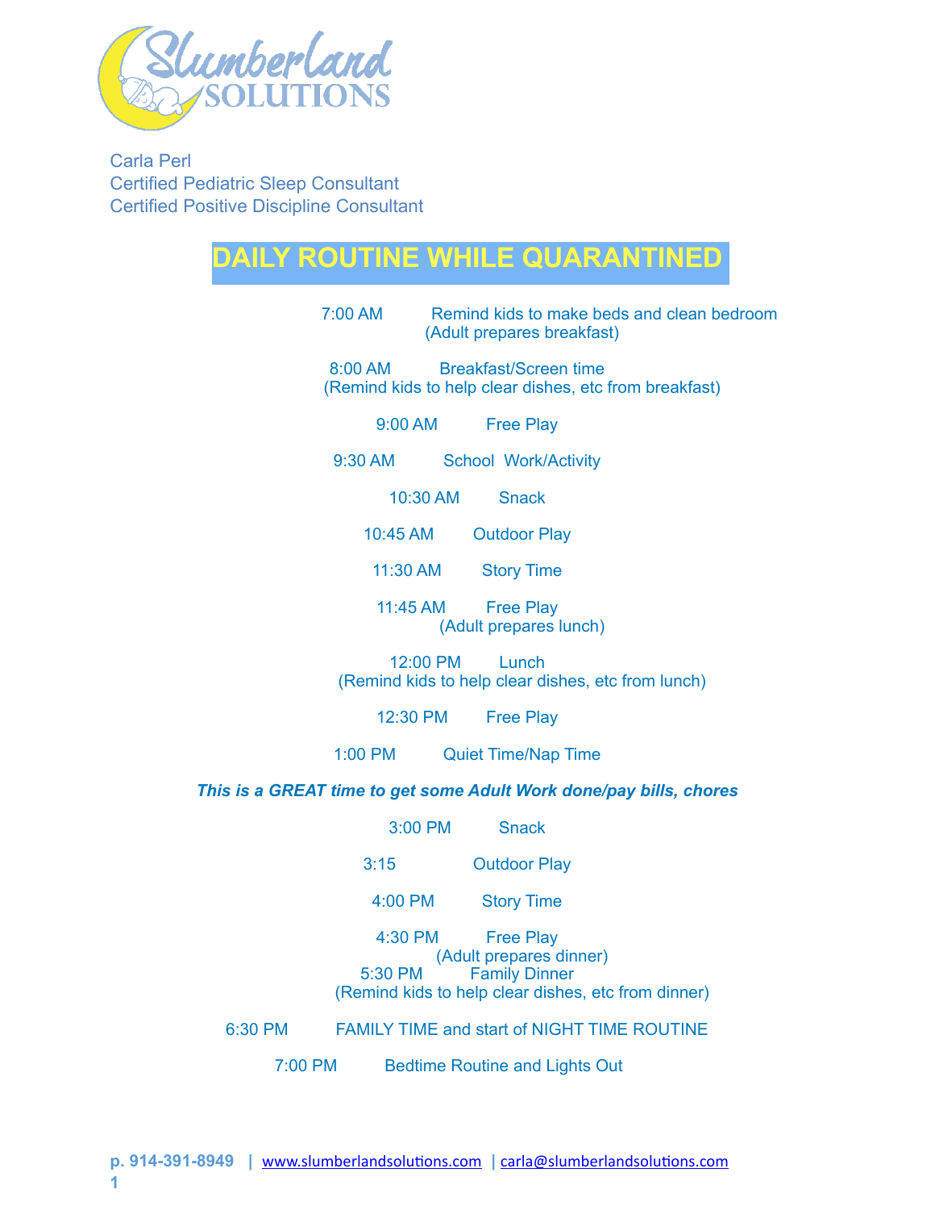Slumberland SOLUTIONS

Carla Perl
Certified Pediatric Sleep Consultant
Certified Positive Discipline Consultant

# DAILY ROUTINE WHILE QUARANTINED

7:00 AM Remind kids to make beds and clean bedroom
(Adult prepares breakfast)

8:00 AM Breakfast/Screen time
(Remind kids to help clear dishes, etc from breakfast)

9:00 AM Free Play

9:30 AM School Work/Activity

10:30 AM Snack

10:45 AM Outdoor Play

11:30 AM Story Time

11:45 AM Free Play
(Adult prepares lunch)

12:00 PM Lunch
(Remind kids to help clear dishes, etc from lunch)

12:30 PM Free Play

1:00 PM Quiet Time/Nap Time

***This is a GREAT time to get some Adult Work done/pay bills, chores***

3:00 PM Snack

3:15 Outdoor Play

4:00 PM Story Time

4:30 PM Free Play
(Adult prepares dinner)

5:30 PM Family Dinner
(Remind kids to help clear dishes, etc from dinner)

6:30 PM FAMILY TIME and start of NIGHT TIME ROUTINE

7:00 PM Bedtime Routine and Lights Out

**p. 914-391-8949** | www.slumberlandsolutions.com | carla@slumberlandsolutions.com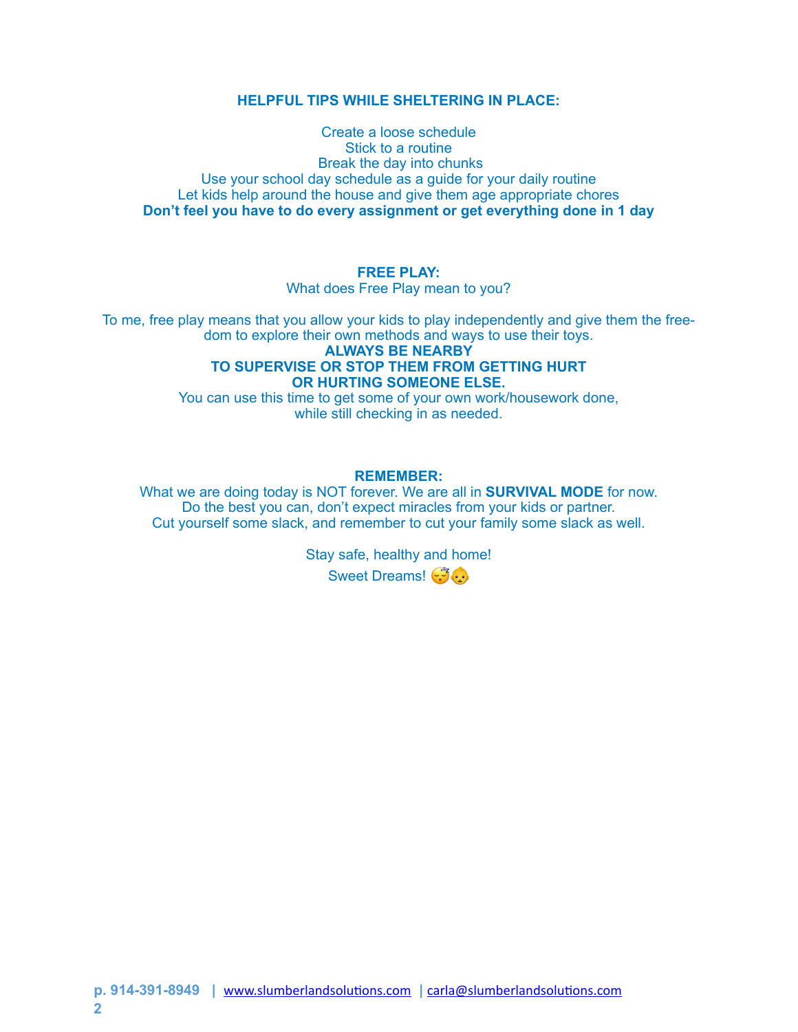## HELPFUL TIPS WHILE SHELTERING IN PLACE:

Create a loose schedule
Stick to a routine
Break the day into chunks
Use your school day schedule as a guide for your daily routine
Let kids help around the house and give them age appropriate chores
**Don't feel you have to do every assignment or get everything done in 1 day**

## FREE PLAY:

What does Free Play mean to you?

To me, free play means that you allow your kids to play independently and give them the freedom to explore their own methods and ways to use their toys.
**ALWAYS BE NEARBY**
**TO SUPERVISE OR STOP THEM FROM GETTING HURT**
**OR HURTING SOMEONE ELSE.**
You can use this time to get some of your own work/housework done,
while still checking in as needed.

## REMEMBER:

What we are doing today is NOT forever. We are all in **SURVIVAL MODE** for now.
Do the best you can, don't expect miracles from your kids or partner.
Cut yourself some slack, and remember to cut your family some slack as well.

Stay safe, healthy and home!

Sweet Dreams! 😴👶

**p. 914-391-8949** | www.slumberlandsolutions.com | carla@slumberlandsolutions.com